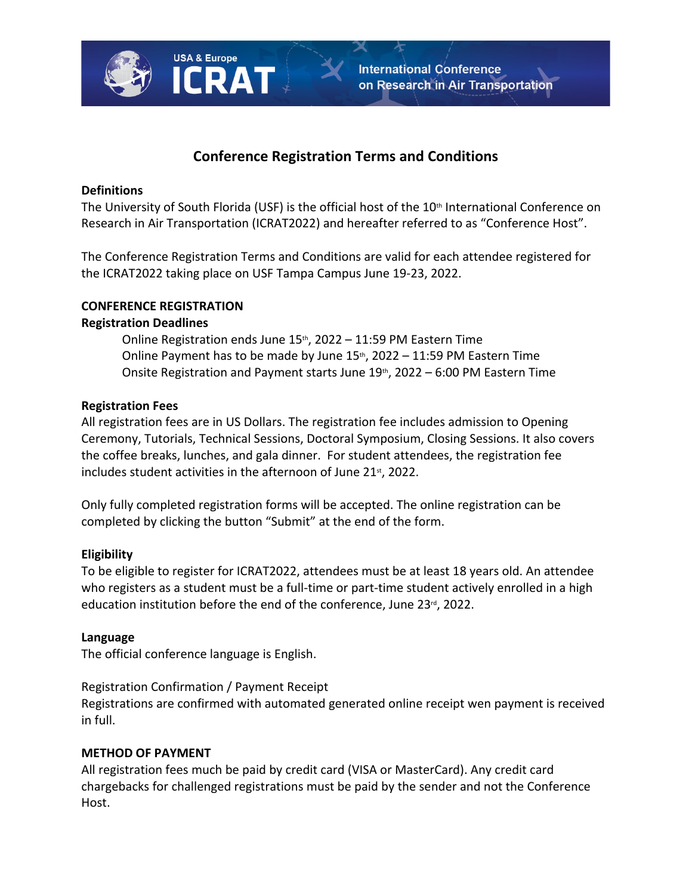USA & Europe

ICRAT

International Conference on Research in Air Transportation

# Conference Registration Terms and Conditions

**Definitions**

The University of South Florida (USF) is the official host of the 10th International Conference on Research in Air Transportation (ICRAT2022) and hereafter referred to as "Conference Host".

The Conference Registration Terms and Conditions are valid for each attendee registered for the ICRAT2022 taking place on USF Tampa Campus June 19-23, 2022.

## CONFERENCE REGISTRATION

**Registration Deadlines**

Online Registration ends June 15th, 2022 – 11:59 PM Eastern Time
Online Payment has to be made by June 15th, 2022 – 11:59 PM Eastern Time
Onsite Registration and Payment starts June 19th, 2022 – 6:00 PM Eastern Time

**Registration Fees**

All registration fees are in US Dollars. The registration fee includes admission to Opening Ceremony, Tutorials, Technical Sessions, Doctoral Symposium, Closing Sessions. It also covers the coffee breaks, lunches, and gala dinner. For student attendees, the registration fee includes student activities in the afternoon of June 21st, 2022.

Only fully completed registration forms will be accepted. The online registration can be completed by clicking the button "Submit" at the end of the form.

**Eligibility**

To be eligible to register for ICRAT2022, attendees must be at least 18 years old. An attendee who registers as a student must be a full-time or part-time student actively enrolled in a high education institution before the end of the conference, June 23rd, 2022.

**Language**

The official conference language is English.

Registration Confirmation / Payment Receipt

Registrations are confirmed with automated generated online receipt wen payment is received in full.

## METHOD OF PAYMENT

All registration fees much be paid by credit card (VISA or MasterCard). Any credit card chargebacks for challenged registrations must be paid by the sender and not the Conference Host.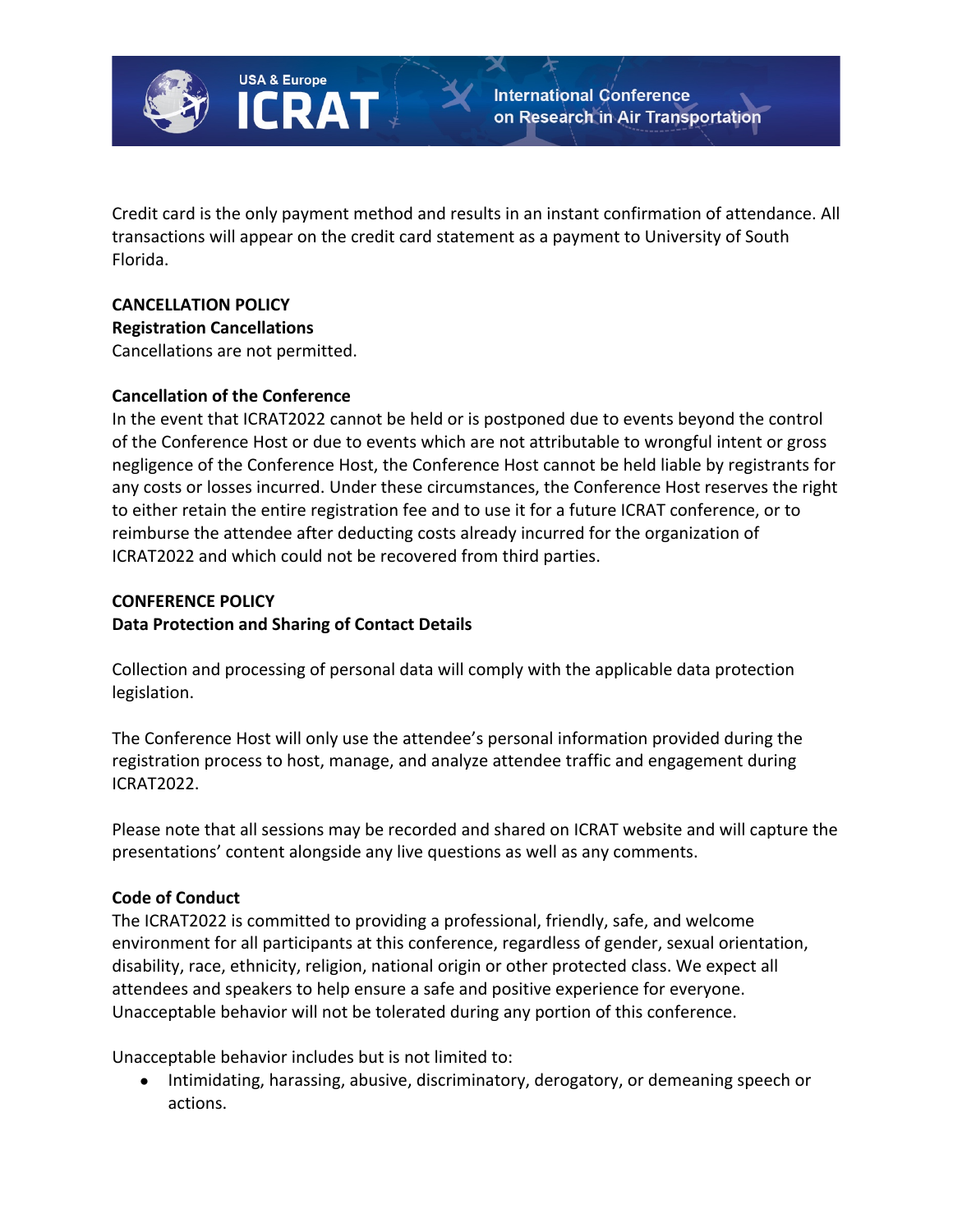Credit card is the only payment method and results in an instant confirmation of attendance. All transactions will appear on the credit card statement as a payment to University of South Florida.

**CANCELLATION POLICY**

**Registration Cancellations**

Cancellations are not permitted.

**Cancellation of the Conference**

In the event that ICRAT2022 cannot be held or is postponed due to events beyond the control of the Conference Host or due to events which are not attributable to wrongful intent or gross negligence of the Conference Host, the Conference Host cannot be held liable by registrants for any costs or losses incurred. Under these circumstances, the Conference Host reserves the right to either retain the entire registration fee and to use it for a future ICRAT conference, or to reimburse the attendee after deducting costs already incurred for the organization of ICRAT2022 and which could not be recovered from third parties.

**CONFERENCE POLICY**

**Data Protection and Sharing of Contact Details**

Collection and processing of personal data will comply with the applicable data protection legislation.

The Conference Host will only use the attendee's personal information provided during the registration process to host, manage, and analyze attendee traffic and engagement during ICRAT2022.

Please note that all sessions may be recorded and shared on ICRAT website and will capture the presentations' content alongside any live questions as well as any comments.

**Code of Conduct**

The ICRAT2022 is committed to providing a professional, friendly, safe, and welcome environment for all participants at this conference, regardless of gender, sexual orientation, disability, race, ethnicity, religion, national origin or other protected class. We expect all attendees and speakers to help ensure a safe and positive experience for everyone. Unacceptable behavior will not be tolerated during any portion of this conference.

Unacceptable behavior includes but is not limited to:

- Intimidating, harassing, abusive, discriminatory, derogatory, or demeaning speech or actions.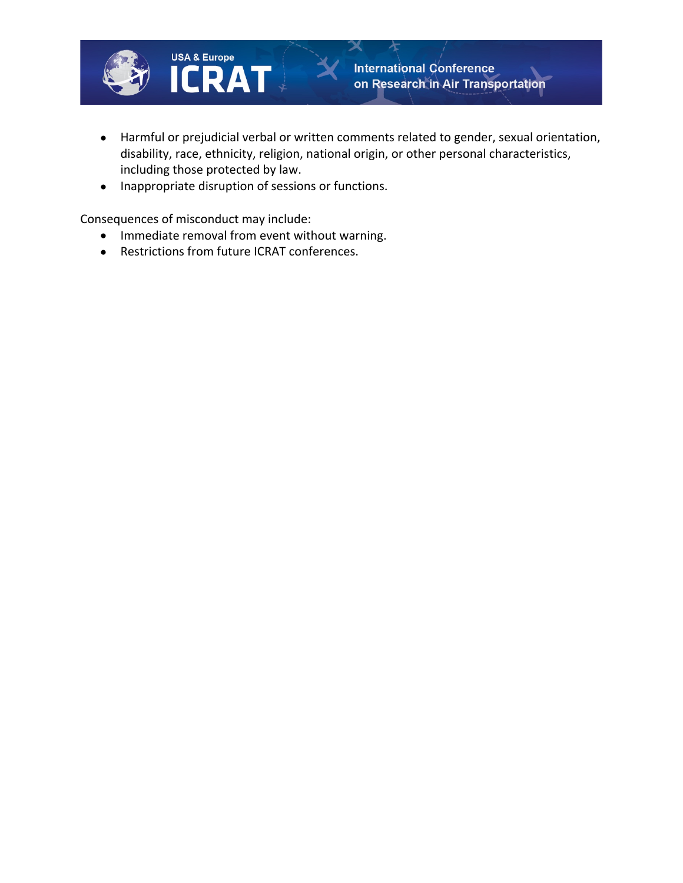- Harmful or prejudicial verbal or written comments related to gender, sexual orientation, disability, race, ethnicity, religion, national origin, or other personal characteristics, including those protected by law.
- Inappropriate disruption of sessions or functions.

Consequences of misconduct may include:

- Immediate removal from event without warning.
- Restrictions from future ICRAT conferences.